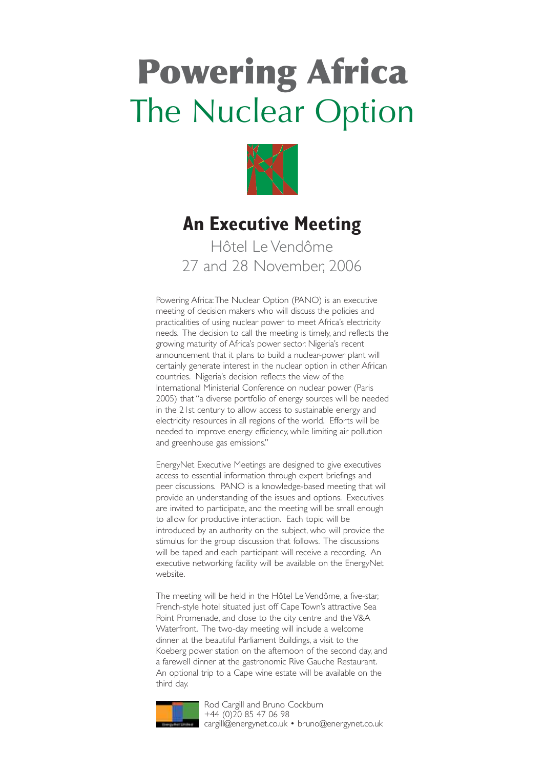# Powering Africa
## The Nuclear Option

## An Executive Meeting

Hôtel Le Vendôme
27 and 28 November, 2006

Powering Africa: The Nuclear Option (PANO) is an executive meeting of decision makers who will discuss the policies and practicalities of using nuclear power to meet Africa's electricity needs. The decision to call the meeting is timely, and reflects the growing maturity of Africa's power sector. Nigeria's recent announcement that it plans to build a nuclear-power plant will certainly generate interest in the nuclear option in other African countries. Nigeria's decision reflects the view of the International Ministerial Conference on nuclear power (Paris 2005) that "a diverse portfolio of energy sources will be needed in the 21st century to allow access to sustainable energy and electricity resources in all regions of the world. Efforts will be needed to improve energy efficiency, while limiting air pollution and greenhouse gas emissions."

EnergyNet Executive Meetings are designed to give executives access to essential information through expert briefings and peer discussions. PANO is a knowledge-based meeting that will provide an understanding of the issues and options. Executives are invited to participate, and the meeting will be small enough to allow for productive interaction. Each topic will be introduced by an authority on the subject, who will provide the stimulus for the group discussion that follows. The discussions will be taped and each participant will receive a recording. An executive networking facility will be available on the EnergyNet website.

The meeting will be held in the Hôtel Le Vendôme, a five-star, French-style hotel situated just off Cape Town's attractive Sea Point Promenade, and close to the city centre and the V&A Waterfront. The two-day meeting will include a welcome dinner at the beautiful Parliament Buildings, a visit to the Koeberg power station on the afternoon of the second day, and a farewell dinner at the gastronomic Rive Gauche Restaurant. An optional trip to a Cape wine estate will be available on the third day.

Rod Cargill and Bruno Cockburn
+44 (0)20 85 47 06 98
cargill@energynet.co.uk • bruno@energynet.co.uk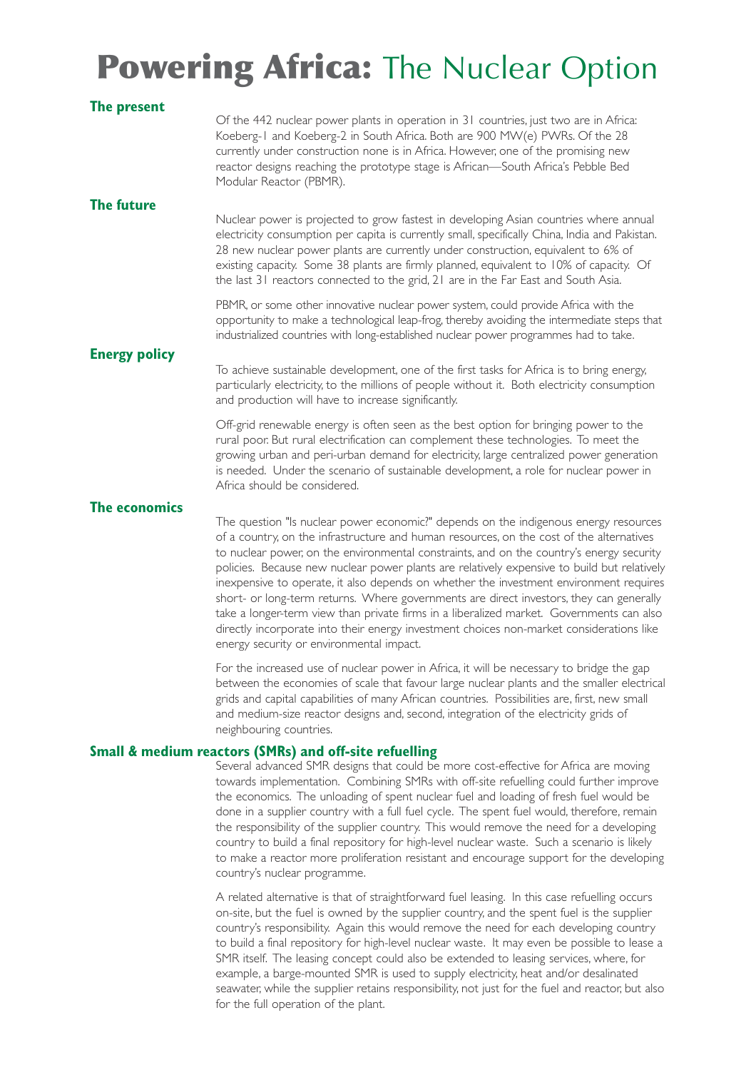# Powering Africa: The Nuclear Option

## The present

Of the 442 nuclear power plants in operation in 31 countries, just two are in Africa: Koeberg-1 and Koeberg-2 in South Africa. Both are 900 MW(e) PWRs. Of the 28 currently under construction none is in Africa. However, one of the promising new reactor designs reaching the prototype stage is African—South Africa's Pebble Bed Modular Reactor (PBMR).

## The future

Nuclear power is projected to grow fastest in developing Asian countries where annual electricity consumption per capita is currently small, specifically China, India and Pakistan. 28 new nuclear power plants are currently under construction, equivalent to 6% of existing capacity. Some 38 plants are firmly planned, equivalent to 10% of capacity. Of the last 31 reactors connected to the grid, 21 are in the Far East and South Asia.

PBMR, or some other innovative nuclear power system, could provide Africa with the opportunity to make a technological leap-frog, thereby avoiding the intermediate steps that industrialized countries with long-established nuclear power programmes had to take.

## Energy policy

To achieve sustainable development, one of the first tasks for Africa is to bring energy, particularly electricity, to the millions of people without it. Both electricity consumption and production will have to increase significantly.

Off-grid renewable energy is often seen as the best option for bringing power to the rural poor. But rural electrification can complement these technologies. To meet the growing urban and peri-urban demand for electricity, large centralized power generation is needed. Under the scenario of sustainable development, a role for nuclear power in Africa should be considered.

## The economics

The question "Is nuclear power economic?" depends on the indigenous energy resources of a country, on the infrastructure and human resources, on the cost of the alternatives to nuclear power, on the environmental constraints, and on the country's energy security policies. Because new nuclear power plants are relatively expensive to build but relatively inexpensive to operate, it also depends on whether the investment environment requires short- or long-term returns. Where governments are direct investors, they can generally take a longer-term view than private firms in a liberalized market. Governments can also directly incorporate into their energy investment choices non-market considerations like energy security or environmental impact.

For the increased use of nuclear power in Africa, it will be necessary to bridge the gap between the economies of scale that favour large nuclear plants and the smaller electrical grids and capital capabilities of many African countries. Possibilities are, first, new small and medium-size reactor designs and, second, integration of the electricity grids of neighbouring countries.

## Small & medium reactors (SMRs) and off-site refuelling

Several advanced SMR designs that could be more cost-effective for Africa are moving towards implementation. Combining SMRs with off-site refuelling could further improve the economics. The unloading of spent nuclear fuel and loading of fresh fuel would be done in a supplier country with a full fuel cycle. The spent fuel would, therefore, remain the responsibility of the supplier country. This would remove the need for a developing country to build a final repository for high-level nuclear waste. Such a scenario is likely to make a reactor more proliferation resistant and encourage support for the developing country's nuclear programme.

A related alternative is that of straightforward fuel leasing. In this case refuelling occurs on-site, but the fuel is owned by the supplier country, and the spent fuel is the supplier country's responsibility. Again this would remove the need for each developing country to build a final repository for high-level nuclear waste. It may even be possible to lease a SMR itself. The leasing concept could also be extended to leasing services, where, for example, a barge-mounted SMR is used to supply electricity, heat and/or desalinated seawater, while the supplier retains responsibility, not just for the fuel and reactor, but also for the full operation of the plant.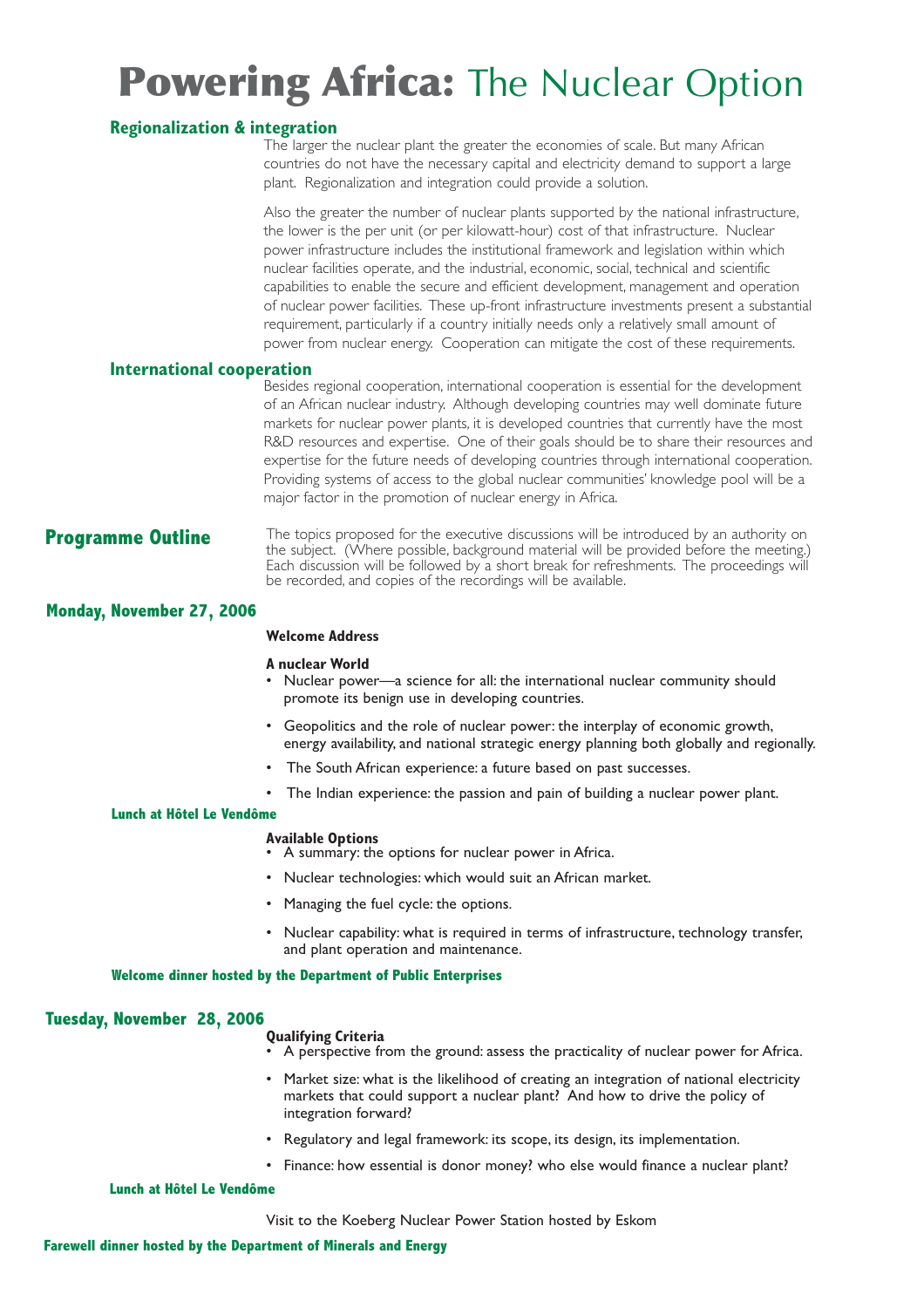# Powering Africa: The Nuclear Option

## Regionalization & integration

The larger the nuclear plant the greater the economies of scale. But many African countries do not have the necessary capital and electricity demand to support a large plant. Regionalization and integration could provide a solution.

Also the greater the number of nuclear plants supported by the national infrastructure, the lower is the per unit (or per kilowatt-hour) cost of that infrastructure. Nuclear power infrastructure includes the institutional framework and legislation within which nuclear facilities operate, and the industrial, economic, social, technical and scientific capabilities to enable the secure and efficient development, management and operation of nuclear power facilities. These up-front infrastructure investments present a substantial requirement, particularly if a country initially needs only a relatively small amount of power from nuclear energy. Cooperation can mitigate the cost of these requirements.

## International cooperation

Besides regional cooperation, international cooperation is essential for the development of an African nuclear industry. Although developing countries may well dominate future markets for nuclear power plants, it is developed countries that currently have the most R&D resources and expertise. One of their goals should be to share their resources and expertise for the future needs of developing countries through international cooperation. Providing systems of access to the global nuclear communities' knowledge pool will be a major factor in the promotion of nuclear energy in Africa.

## Programme Outline

The topics proposed for the executive discussions will be introduced by an authority on the subject. (Where possible, background material will be provided before the meeting.) Each discussion will be followed by a short break for refreshments. The proceedings will be recorded, and copies of the recordings will be available.

### Monday, November 27, 2006

**Welcome Address**

**A nuclear World**

- Nuclear power—a science for all: the international nuclear community should promote its benign use in developing countries.
- Geopolitics and the role of nuclear power: the interplay of economic growth, energy availability, and national strategic energy planning both globally and regionally.
- The South African experience: a future based on past successes.
- The Indian experience: the passion and pain of building a nuclear power plant.

**Lunch at Hôtel Le Vendôme**

**Available Options**

- A summary: the options for nuclear power in Africa.
- Nuclear technologies: which would suit an African market.
- Managing the fuel cycle: the options.
- Nuclear capability: what is required in terms of infrastructure, technology transfer, and plant operation and maintenance.

**Welcome dinner hosted by the Department of Public Enterprises**

### Tuesday, November 28, 2006

**Qualifying Criteria**

- A perspective from the ground: assess the practicality of nuclear power for Africa.
- Market size: what is the likelihood of creating an integration of national electricity markets that could support a nuclear plant? And how to drive the policy of integration forward?
- Regulatory and legal framework: its scope, its design, its implementation.
- Finance: how essential is donor money? who else would finance a nuclear plant?

**Lunch at Hôtel Le Vendôme**

Visit to the Koeberg Nuclear Power Station hosted by Eskom

**Farewell dinner hosted by the Department of Minerals and Energy**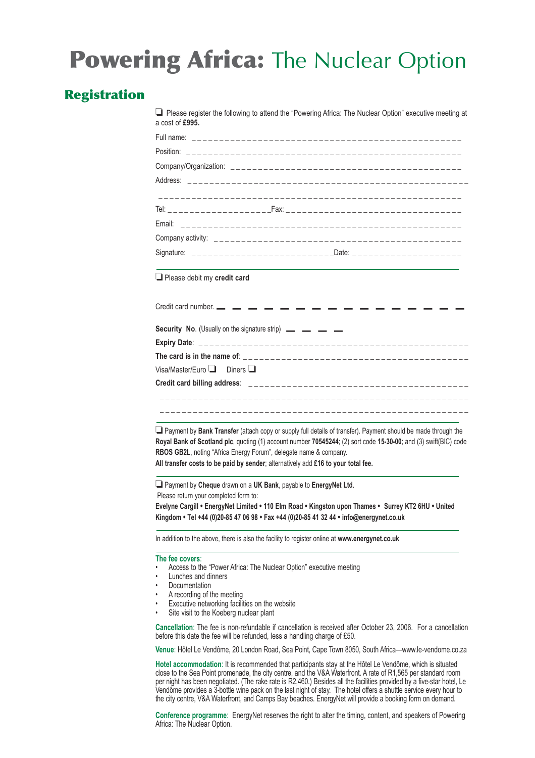# **Powering Africa:** The Nuclear Option

## Registration

❑ Please register the following to attend the "Powering Africa: The Nuclear Option" executive meeting at a cost of **£995.**

Full name: ________________________________________________

Position: ________________________________________________

Company/Organization: ________________________________________

Address: ________________________________________________

________________________________________________________

Tel: ____________________Fax: ________________________________

Email: ________________________________________________

Company activity: ____________________________________________

Signature: __________________________Date: ____________________

❑ Please debit my **credit card**

Credit card number. _ _ _ _ _ _ _ _ _ _ _ _ _ _ _ _

**Security No**. (Usually on the signature strip) _ _ _ _

**Expiry Date**: ________________________________________________

**The card is in the name of**: __________________________________________

Visa/Master/Euro ❑ Diners ❑

**Credit card billing address**: ______________________________________

________________________________________________________

________________________________________________________

❑ Payment by **Bank Transfer** (attach copy or supply full details of transfer). Payment should be made through the **Royal Bank of Scotland plc**, quoting (1) account number **70545244**; (2) sort code **15-30-00**; and (3) swift(BIC) code **RBOS GB2L**, noting "Africa Energy Forum", delegate name & company.
**All transfer costs to be paid by sender**; alternatively add **£16 to your total fee.**

❑ Payment by **Cheque** drawn on a **UK Bank**, payable to **EnergyNet Ltd**.
Please return your completed form to:
**Evelyne Cargill • EnergyNet Limited • 110 Elm Road • Kingston upon Thames • Surrey KT2 6HU • United Kingdom • Tel +44 (0)20-85 47 06 98 • Fax +44 (0)20-85 41 32 44 • info@energynet.co.uk**

In addition to the above, there is also the facility to register online at **www.energynet.co.uk**

**The fee covers**:

- Access to the "Power Africa: The Nuclear Option" executive meeting
- Lunches and dinners
- Documentation
- A recording of the meeting
- Executive networking facilities on the website
- Site visit to the Koeberg nuclear plant

**Cancellation**: The fee is non-refundable if cancellation is received after October 23, 2006. For a cancellation before this date the fee will be refunded, less a handling charge of £50.

**Venue**: Hôtel Le Vendôme, 20 London Road, Sea Point, Cape Town 8050, South Africa—www.le-vendome.co.za

**Hotel accommodation**: It is recommended that participants stay at the Hôtel Le Vendôme, which is situated close to the Sea Point promenade, the city centre, and the V&A Waterfront. A rate of R1,565 per standard room per night has been negotiated. (The rake rate is R2,460.) Besides all the facilities provided by a five-star hotel, Le Vendôme provides a 3-bottle wine pack on the last night of stay. The hotel offers a shuttle service every hour to the city centre, V&A Waterfront, and Camps Bay beaches. EnergyNet will provide a booking form on demand.

**Conference programme**: EnergyNet reserves the right to alter the timing, content, and speakers of Powering Africa: The Nuclear Option.